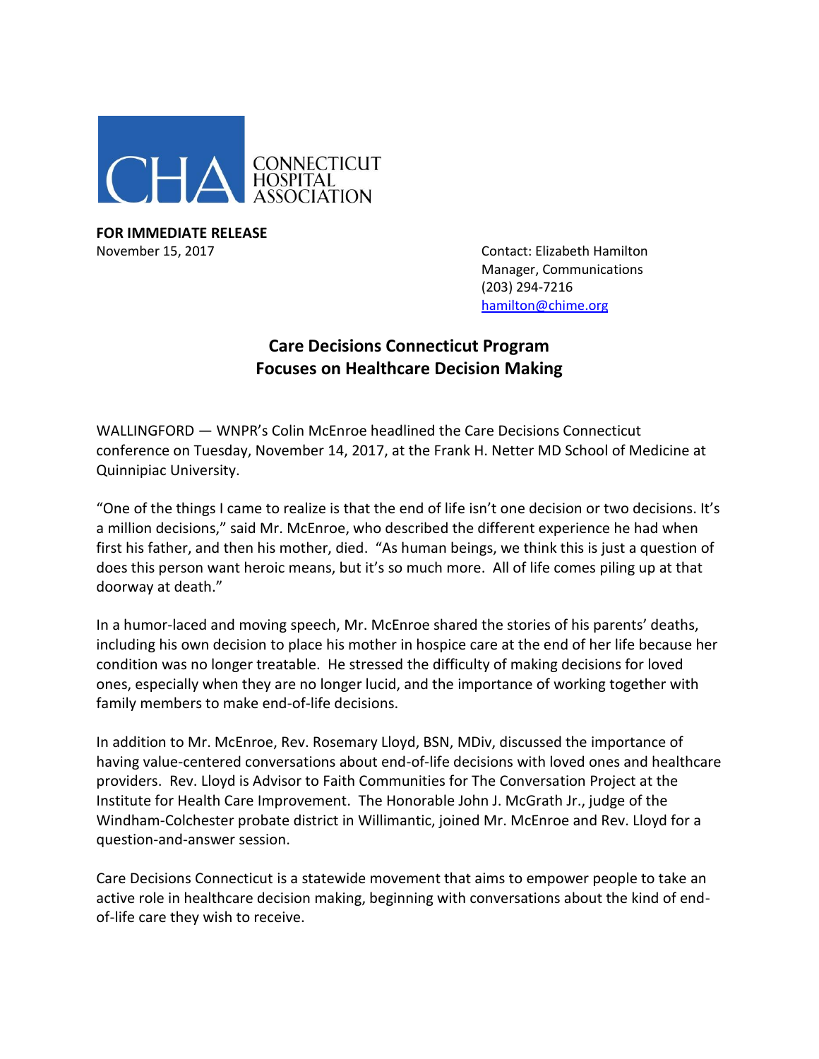CONNECTICUT HOSPITAL ASSOCIATION

**FOR IMMEDIATE RELEASE**
November 15, 2017

Contact: Elizabeth Hamilton
Manager, Communications
(203) 294-7216
hamilton@chime.org

## Care Decisions Connecticut Program Focuses on Healthcare Decision Making

WALLINGFORD — WNPR's Colin McEnroe headlined the Care Decisions Connecticut conference on Tuesday, November 14, 2017, at the Frank H. Netter MD School of Medicine at Quinnipiac University.

"One of the things I came to realize is that the end of life isn't one decision or two decisions. It's a million decisions," said Mr. McEnroe, who described the different experience he had when first his father, and then his mother, died. "As human beings, we think this is just a question of does this person want heroic means, but it's so much more. All of life comes piling up at that doorway at death."

In a humor-laced and moving speech, Mr. McEnroe shared the stories of his parents' deaths, including his own decision to place his mother in hospice care at the end of her life because her condition was no longer treatable. He stressed the difficulty of making decisions for loved ones, especially when they are no longer lucid, and the importance of working together with family members to make end-of-life decisions.

In addition to Mr. McEnroe, Rev. Rosemary Lloyd, BSN, MDiv, discussed the importance of having value-centered conversations about end-of-life decisions with loved ones and healthcare providers. Rev. Lloyd is Advisor to Faith Communities for The Conversation Project at the Institute for Health Care Improvement. The Honorable John J. McGrath Jr., judge of the Windham-Colchester probate district in Willimantic, joined Mr. McEnroe and Rev. Lloyd for a question-and-answer session.

Care Decisions Connecticut is a statewide movement that aims to empower people to take an active role in healthcare decision making, beginning with conversations about the kind of end-of-life care they wish to receive.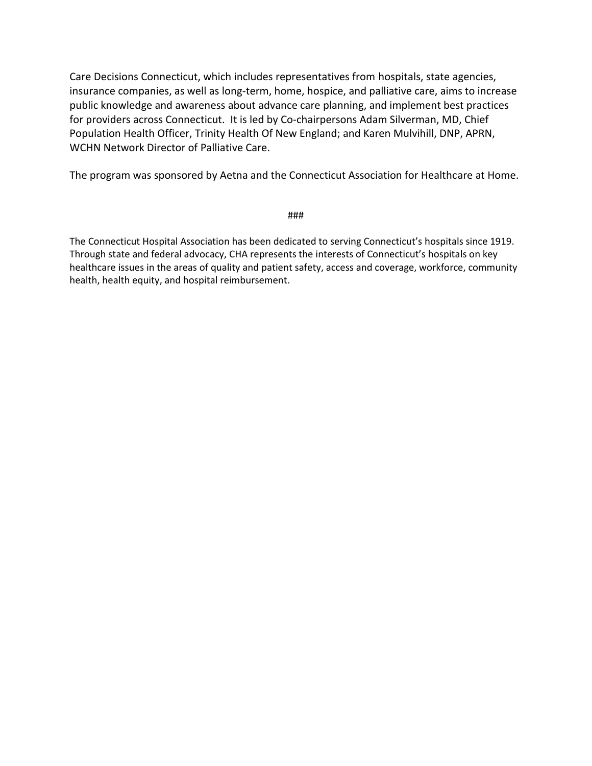Care Decisions Connecticut, which includes representatives from hospitals, state agencies, insurance companies, as well as long-term, home, hospice, and palliative care, aims to increase public knowledge and awareness about advance care planning, and implement best practices for providers across Connecticut. It is led by Co-chairpersons Adam Silverman, MD, Chief Population Health Officer, Trinity Health Of New England; and Karen Mulvihill, DNP, APRN, WCHN Network Director of Palliative Care.

The program was sponsored by Aetna and the Connecticut Association for Healthcare at Home.

###

The Connecticut Hospital Association has been dedicated to serving Connecticut's hospitals since 1919. Through state and federal advocacy, CHA represents the interests of Connecticut's hospitals on key healthcare issues in the areas of quality and patient safety, access and coverage, workforce, community health, health equity, and hospital reimbursement.